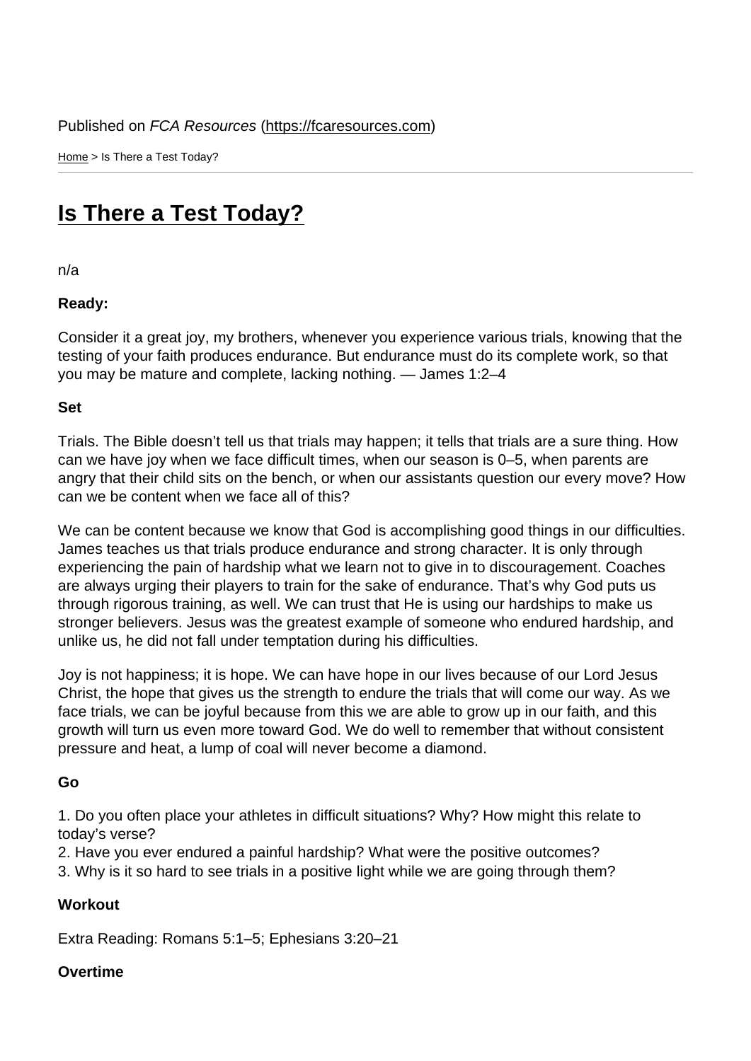Published on *FCA Resources* (https://fcaresources.com)

Home > Is There a Test Today?

# Is There a Test Today?

n/a

**Ready:**

Consider it a great joy, my brothers, whenever you experience various trials, knowing that the testing of your faith produces endurance. But endurance must do its complete work, so that you may be mature and complete, lacking nothing. — James 1:2–4

**Set**

Trials. The Bible doesn't tell us that trials may happen; it tells that trials are a sure thing. How can we have joy when we face difficult times, when our season is 0–5, when parents are angry that their child sits on the bench, or when our assistants question our every move? How can we be content when we face all of this?

We can be content because we know that God is accomplishing good things in our difficulties. James teaches us that trials produce endurance and strong character. It is only through experiencing the pain of hardship what we learn not to give in to discouragement. Coaches are always urging their players to train for the sake of endurance. That's why God puts us through rigorous training, as well. We can trust that He is using our hardships to make us stronger believers. Jesus was the greatest example of someone who endured hardship, and unlike us, he did not fall under temptation during his difficulties.

Joy is not happiness; it is hope. We can have hope in our lives because of our Lord Jesus Christ, the hope that gives us the strength to endure the trials that will come our way. As we face trials, we can be joyful because from this we are able to grow up in our faith, and this growth will turn us even more toward God. We do well to remember that without consistent pressure and heat, a lump of coal will never become a diamond.

**Go**

1. Do you often place your athletes in difficult situations? Why? How might this relate to today's verse?
2. Have you ever endured a painful hardship? What were the positive outcomes?
3. Why is it so hard to see trials in a positive light while we are going through them?

**Workout**

Extra Reading: Romans 5:1–5; Ephesians 3:20–21

**Overtime**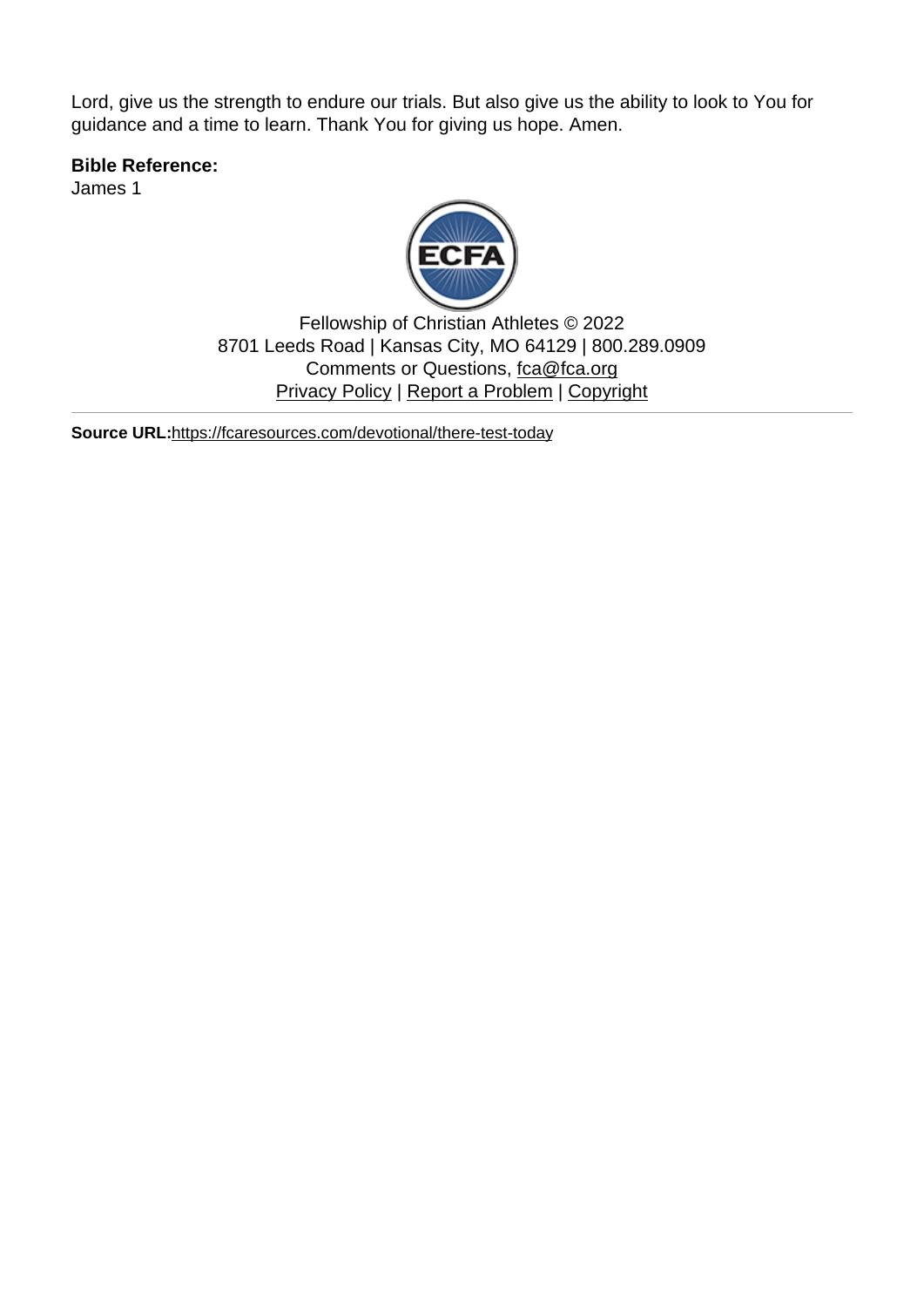Lord, give us the strength to endure our trials. But also give us the ability to look to You for guidance and a time to learn. Thank You for giving us hope. Amen.

**Bible Reference:**
James 1

Fellowship of Christian Athletes © 2022
8701 Leeds Road | Kansas City, MO 64129 | 800.289.0909
Comments or Questions, fca@fca.org
Privacy Policy | Report a Problem | Copyright

---

**Source URL:**https://fcaresources.com/devotional/there-test-today